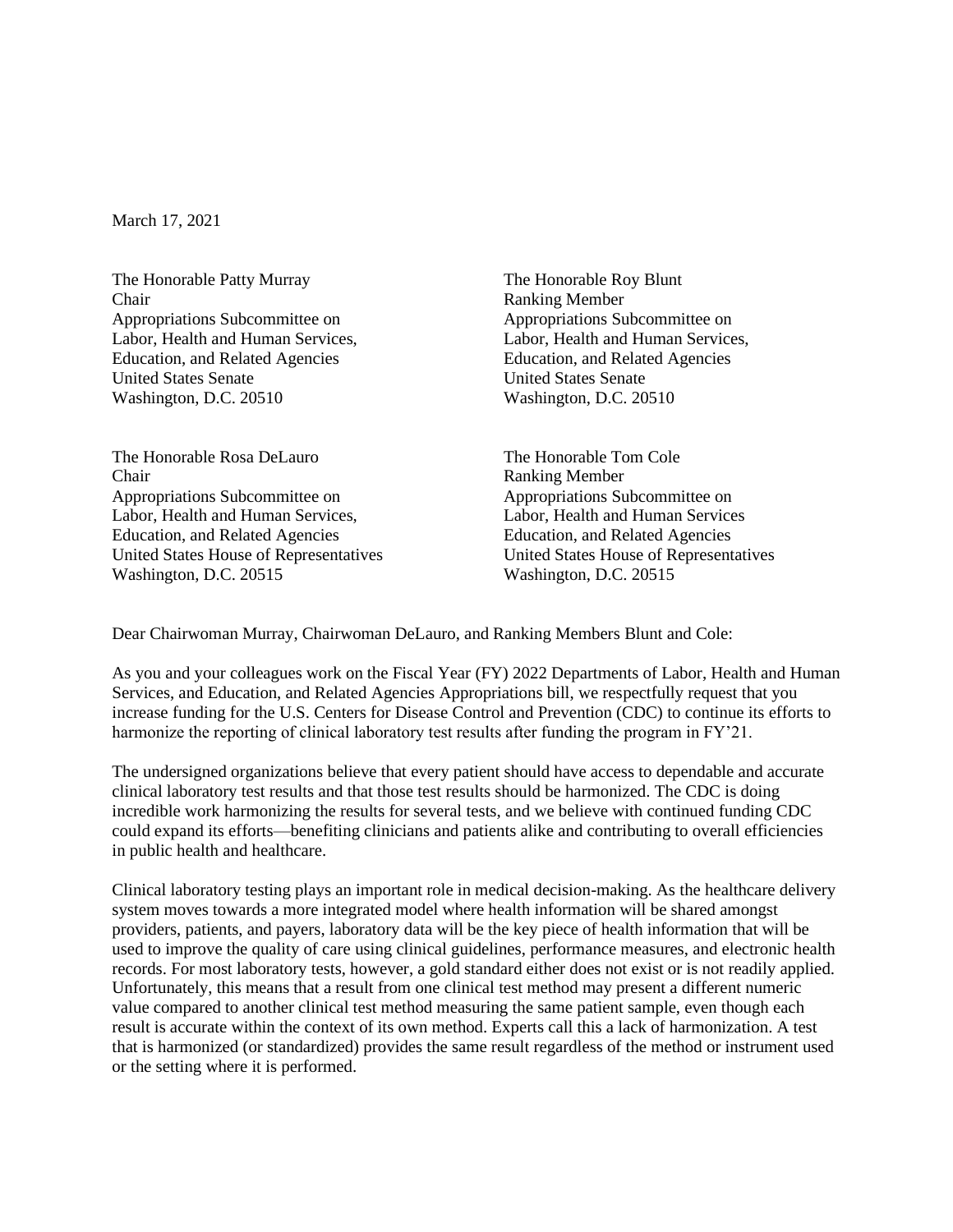March 17, 2021

The Honorable Patty Murray
Chair
Appropriations Subcommittee on
Labor, Health and Human Services,
Education, and Related Agencies
United States Senate
Washington, D.C. 20510

The Honorable Roy Blunt
Ranking Member
Appropriations Subcommittee on
Labor, Health and Human Services,
Education, and Related Agencies
United States Senate
Washington, D.C. 20510

The Honorable Rosa DeLauro
Chair
Appropriations Subcommittee on
Labor, Health and Human Services,
Education, and Related Agencies
United States House of Representatives
Washington, D.C. 20515

The Honorable Tom Cole
Ranking Member
Appropriations Subcommittee on
Labor, Health and Human Services
Education, and Related Agencies
United States House of Representatives
Washington, D.C. 20515

Dear Chairwoman Murray, Chairwoman DeLauro, and Ranking Members Blunt and Cole:

As you and your colleagues work on the Fiscal Year (FY) 2022 Departments of Labor, Health and Human Services, and Education, and Related Agencies Appropriations bill, we respectfully request that you increase funding for the U.S. Centers for Disease Control and Prevention (CDC) to continue its efforts to harmonize the reporting of clinical laboratory test results after funding the program in FY'21.

The undersigned organizations believe that every patient should have access to dependable and accurate clinical laboratory test results and that those test results should be harmonized. The CDC is doing incredible work harmonizing the results for several tests, and we believe with continued funding CDC could expand its efforts—benefiting clinicians and patients alike and contributing to overall efficiencies in public health and healthcare.

Clinical laboratory testing plays an important role in medical decision-making. As the healthcare delivery system moves towards a more integrated model where health information will be shared amongst providers, patients, and payers, laboratory data will be the key piece of health information that will be used to improve the quality of care using clinical guidelines, performance measures, and electronic health records. For most laboratory tests, however, a gold standard either does not exist or is not readily applied. Unfortunately, this means that a result from one clinical test method may present a different numeric value compared to another clinical test method measuring the same patient sample, even though each result is accurate within the context of its own method. Experts call this a lack of harmonization. A test that is harmonized (or standardized) provides the same result regardless of the method or instrument used or the setting where it is performed.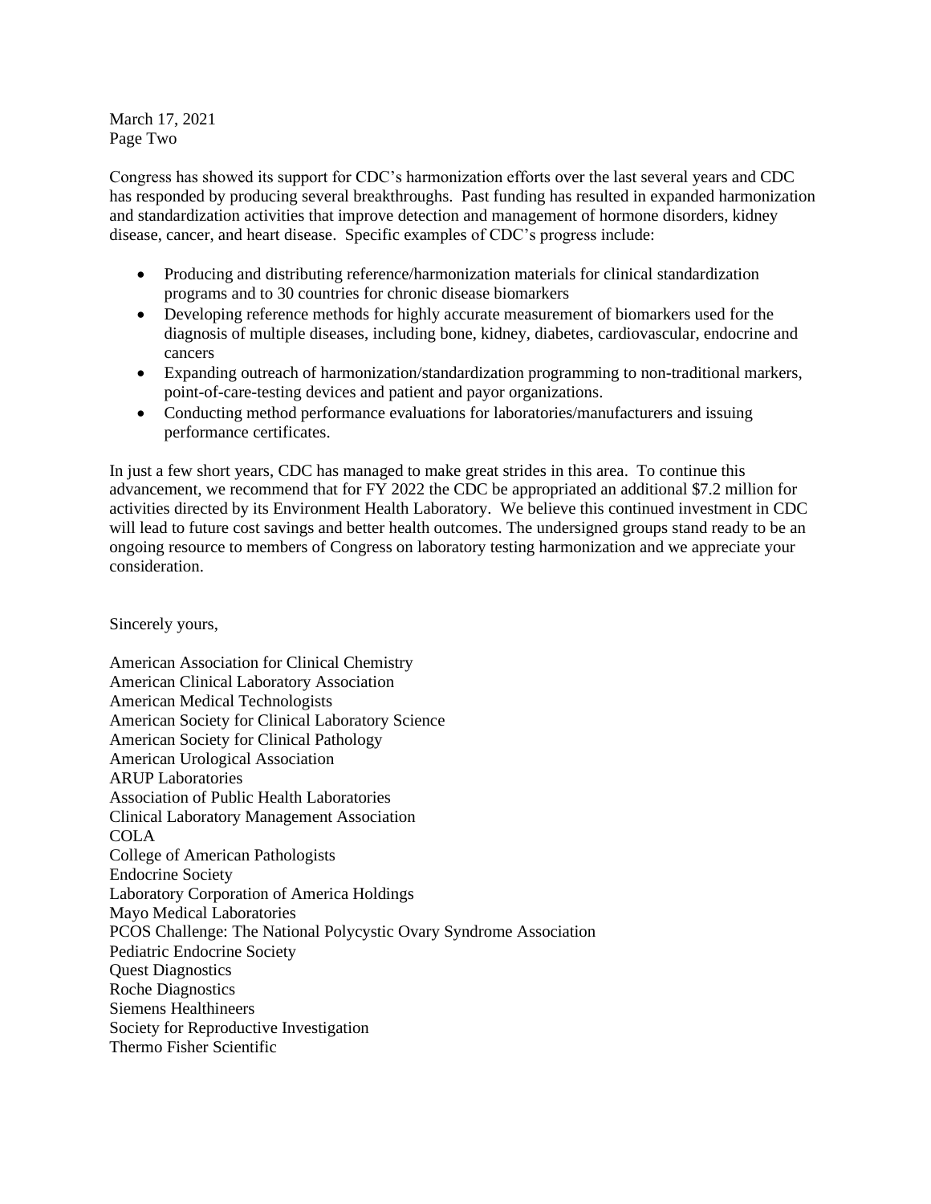Congress has showed its support for CDC's harmonization efforts over the last several years and CDC has responded by producing several breakthroughs. Past funding has resulted in expanded harmonization and standardization activities that improve detection and management of hormone disorders, kidney disease, cancer, and heart disease. Specific examples of CDC's progress include:

- Producing and distributing reference/harmonization materials for clinical standardization programs and to 30 countries for chronic disease biomarkers
- Developing reference methods for highly accurate measurement of biomarkers used for the diagnosis of multiple diseases, including bone, kidney, diabetes, cardiovascular, endocrine and cancers
- Expanding outreach of harmonization/standardization programming to non-traditional markers, point-of-care-testing devices and patient and payor organizations.
- Conducting method performance evaluations for laboratories/manufacturers and issuing performance certificates.

In just a few short years, CDC has managed to make great strides in this area. To continue this advancement, we recommend that for FY 2022 the CDC be appropriated an additional $7.2 million for activities directed by its Environment Health Laboratory. We believe this continued investment in CDC will lead to future cost savings and better health outcomes. The undersigned groups stand ready to be an ongoing resource to members of Congress on laboratory testing harmonization and we appreciate your consideration.

Sincerely yours,

American Association for Clinical Chemistry
American Clinical Laboratory Association
American Medical Technologists
American Society for Clinical Laboratory Science
American Society for Clinical Pathology
American Urological Association
ARUP Laboratories
Association of Public Health Laboratories
Clinical Laboratory Management Association
COLA
College of American Pathologists
Endocrine Society
Laboratory Corporation of America Holdings
Mayo Medical Laboratories
PCOS Challenge: The National Polycystic Ovary Syndrome Association
Pediatric Endocrine Society
Quest Diagnostics
Roche Diagnostics
Siemens Healthineers
Society for Reproductive Investigation
Thermo Fisher Scientific